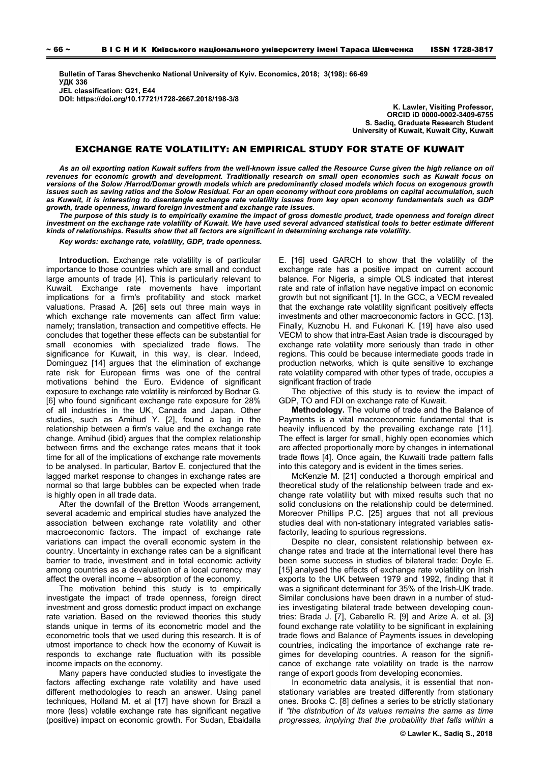Bulletin of Taras Shevchenko National University of Kyiv. Economics, 2018; 3(198): 66-69
УДК 336
JEL classification: G21, E44
DOI: https://doi.org/10.17721/1728-2667.2018/198-3/8

K. Lawler, Visiting Professor,
ORCID iD 0000-0002-3409-6755
S. Sadiq, Graduate Research Student
University of Kuwait, Kuwait City, Kuwait

# EXCHANGE RATE VOLATILITY: AN EMPIRICAL STUDY FOR STATE OF KUWAIT

***As an oil exporting nation Kuwait suffers from the well-known issue called the Resource Curse given the high reliance on oil revenues for economic growth and development. Traditionally research on small open economies such as Kuwait focus on versions of the Solow /Harrod/Domar growth models which are predominantly closed models which focus on exogenous growth issues such as saving ratios and the Solow Residual. For an open economy without core problems on capital accumulation, such as Kuwait, it is interesting to disentangle exchange rate volatility issues from key open economy fundamentals such as GDP growth, trade openness, inward foreign investment and exchange rate issues.***

***The purpose of this study is to empirically examine the impact of gross domestic product, trade openness and foreign direct investment on the exchange rate volatility of Kuwait. We have used several advanced statistical tools to better estimate different kinds of relationships. Results show that all factors are significant in determining exchange rate volatility.***

***Key words: exchange rate, volatility, GDP, trade openness.***

**Introduction.** Exchange rate volatility is of particular importance to those countries which are small and conduct large amounts of trade [4]. This is particularly relevant to Kuwait. Exchange rate movements have important implications for a firm's profitability and stock market valuations. Prasad A. [26] sets out three main ways in which exchange rate movements can affect firm value: namely; translation, transaction and competitive effects. He concludes that together these effects can be substantial for small economies with specialized trade flows. The significance for Kuwait, in this way, is clear. Indeed, Dominguez [14] argues that the elimination of exchange rate risk for European firms was one of the central motivations behind the Euro. Evidence of significant exposure to exchange rate volatility is reinforced by Bodnar G. [6] who found significant exchange rate exposure for 28% of all industries in the UK, Canada and Japan. Other studies, such as Amihud Y. [2], found a lag in the relationship between a firm's value and the exchange rate change. Amihud (ibid) argues that the complex relationship between firms and the exchange rates means that it took time for all of the implications of exchange rate movements to be analysed. In particular, Bartov E. conjectured that the lagged market response to changes in exchange rates are normal so that large bubbles can be expected when trade is highly open in all trade data.

After the downfall of the Bretton Woods arrangement, several academic and empirical studies have analyzed the association between exchange rate volatility and other macroeconomic factors. The impact of exchange rate variations can impact the overall economic system in the country. Uncertainty in exchange rates can be a significant barrier to trade, investment and in total economic activity among countries as a devaluation of a local currency may affect the overall income – absorption of the economy.

The motivation behind this study is to empirically investigate the impact of trade openness, foreign direct investment and gross domestic product impact on exchange rate variation. Based on the reviewed theories this study stands unique in terms of its econometric model and the econometric tools that we used during this research. It is of utmost importance to check how the economy of Kuwait is responds to exchange rate fluctuation with its possible income impacts on the economy.

Many papers have conducted studies to investigate the factors affecting exchange rate volatility and have used different methodologies to reach an answer. Using panel techniques, Holland M. et al [17] have shown for Brazil a more (less) volatile exchange rate has significant negative (positive) impact on economic growth. For Sudan, Ebaidalla E. [16] used GARCH to show that the volatility of the exchange rate has a positive impact on current account balance. For Nigeria, a simple OLS indicated that interest rate and rate of inflation have negative impact on economic growth but not significant [1]. In the GCC, a VECM revealed that the exchange rate volatility significant positively effects investments and other macroeconomic factors in GCC. [13]. Finally, Kuznobu H. and Fukonari K. [19] have also used VECM to show that intra-East Asian trade is discouraged by exchange rate volatility more seriously than trade in other regions. This could be because intermediate goods trade in production networks, which is quite sensitive to exchange rate volatility compared with other types of trade, occupies a significant fraction of trade

The objective of this study is to review the impact of GDP, TO and FDI on exchange rate of Kuwait.

**Methodology.** The volume of trade and the Balance of Payments is a vital macroeconomic fundamental that is heavily influenced by the prevailing exchange rate [11]. The effect is larger for small, highly open economies which are affected proportionally more by changes in international trade flows [4]. Once again, the Kuwaiti trade pattern falls into this category and is evident in the times series.

McKenzie M. [21] conducted a thorough empirical and theoretical study of the relationship between trade and exchange rate volatility but with mixed results such that no solid conclusions on the relationship could be determined. Moreover Phillips P.C. [25] argues that not all previous studies deal with non-stationary integrated variables satisfactorily, leading to spurious regressions.

Despite no clear, consistent relationship between exchange rates and trade at the international level there has been some success in studies of bilateral trade: Doyle E. [15] analysed the effects of exchange rate volatility on Irish exports to the UK between 1979 and 1992, finding that it was a significant determinant for 35% of the Irish-UK trade. Similar conclusions have been drawn in a number of studies investigating bilateral trade between developing countries: Brada J. [7], Cabarello R. [9] and Arize A. et al. [3] found exchange rate volatility to be significant in explaining trade flows and Balance of Payments issues in developing countries, indicating the importance of exchange rate regimes for developing countries. A reason for the significance of exchange rate volatility on trade is the narrow range of export goods from developing economies.

In econometric data analysis, it is essential that non-stationary variables are treated differently from stationary ones. Brooks C. [8] defines a series to be strictly stationary if *"the distribution of its values remains the same as time progresses, implying that the probability that falls within a*

© Lawler K., Sadiq S., 2018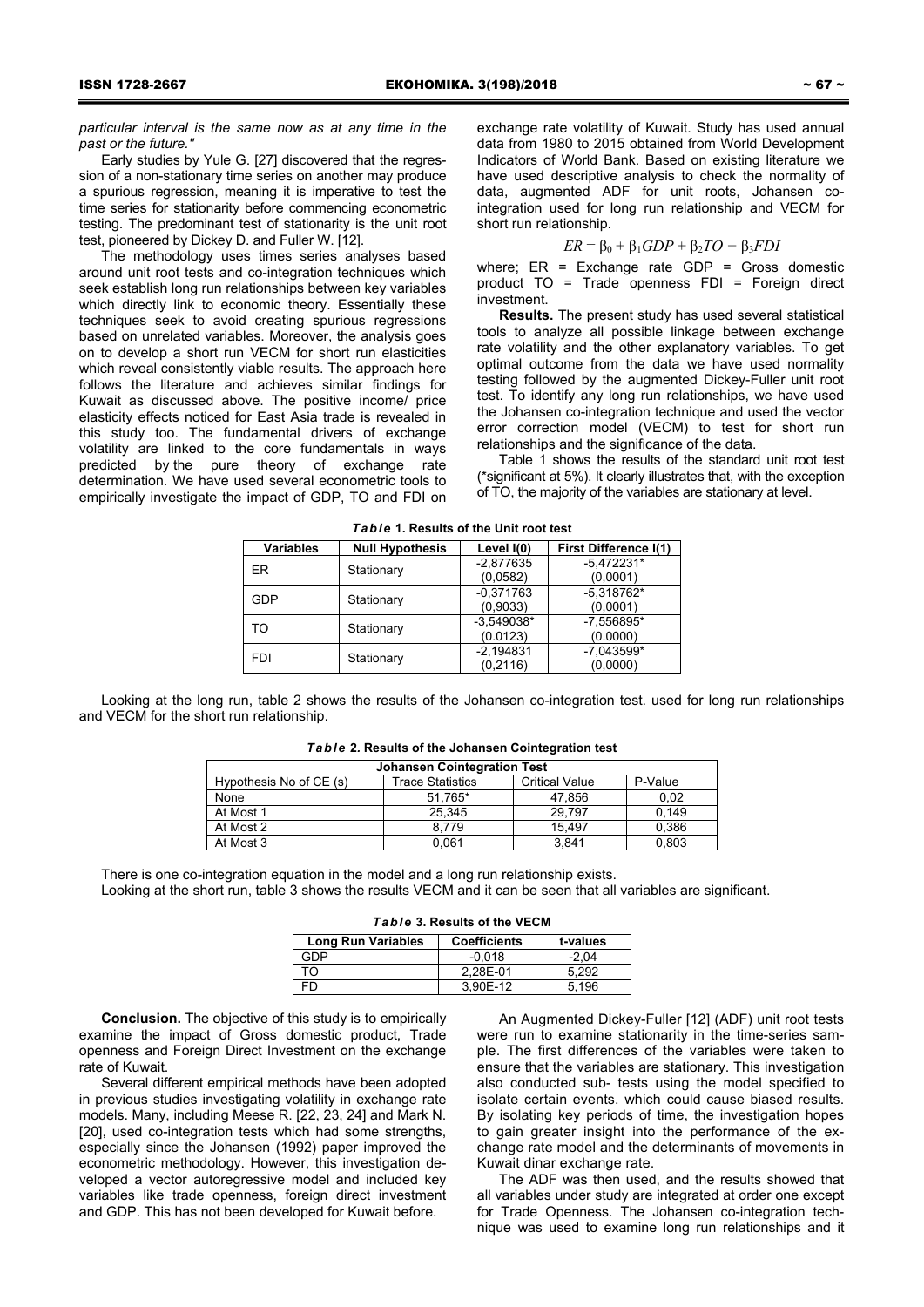*particular interval is the same now as at any time in the past or the future."*

Early studies by Yule G. [27] discovered that the regression of a non-stationary time series on another may produce a spurious regression, meaning it is imperative to test the time series for stationarity before commencing econometric testing. The predominant test of stationarity is the unit root test, pioneered by Dickey D. and Fuller W. [12].

The methodology uses times series analyses based around unit root tests and co-integration techniques which seek establish long run relationships between key variables which directly link to economic theory. Essentially these techniques seek to avoid creating spurious regressions based on unrelated variables. Moreover, the analysis goes on to develop a short run VECM for short run elasticities which reveal consistently viable results. The approach here follows the literature and achieves similar findings for Kuwait as discussed above. The positive income/ price elasticity effects noticed for East Asia trade is revealed in this study too. The fundamental drivers of exchange volatility are linked to the core fundamentals in ways predicted by the pure theory of exchange rate determination. We have used several econometric tools to empirically investigate the impact of GDP, TO and FDI on exchange rate volatility of Kuwait. Study has used annual data from 1980 to 2015 obtained from World Development Indicators of World Bank. Based on existing literature we have used descriptive analysis to check the normality of data, augmented ADF for unit roots, Johansen co-integration used for long run relationship and VECM for short run relationship.

$$ER = \beta_0 + \beta_1 GDP + \beta_2 TO + \beta_3 FDI$$

where; ER = Exchange rate GDP = Gross domestic product TO = Trade openness FDI = Foreign direct investment.

**Results.** The present study has used several statistical tools to analyze all possible linkage between exchange rate volatility and the other explanatory variables. To get optimal outcome from the data we have used normality testing followed by the augmented Dickey-Fuller unit root test. To identify any long run relationships, we have used the Johansen co-integration technique and used the vector error correction model (VECM) to test for short run relationships and the significance of the data.

Table 1 shows the results of the standard unit root test (*significant at 5%). It clearly illustrates that, with the exception of TO, the majority of the variables are stationary at level.

***Table* 1. Results of the Unit root test**

| Variables | Null Hypothesis | Level I(0) | First Difference I(1) |
|---|---|---|---|
| ER | Stationary | -2,877635 (0,0582) | -5,472231* (0,0001) |
| GDP | Stationary | -0,371763 (0,9033) | -5,318762* (0,0001) |
| TO | Stationary | -3,549038* (0.0123) | -7,556895* (0.0000) |
| FDI | Stationary | -2,194831 (0,2116) | -7,043599* (0,0000) |

Looking at the long run, table 2 shows the results of the Johansen co-integration test. used for long run relationships and VECM for the short run relationship.

***Table* 2. Results of the Johansen Cointegration test**

| Johansen Cointegration Test | | | |
|---|---|---|---|
| Hypothesis No of CE (s) | Trace Statistics | Critical Value | P-Value |
| None | 51,765* | 47,856 | 0,02 |
| At Most 1 | 25,345 | 29,797 | 0,149 |
| At Most 2 | 8,779 | 15,497 | 0,386 |
| At Most 3 | 0,061 | 3,841 | 0,803 |

There is one co-integration equation in the model and a long run relationship exists.

Looking at the short run, table 3 shows the results VECM and it can be seen that all variables are significant.

***Table* 3. Results of the VECM**

| Long Run Variables | Coefficients | t-values |
|---|---|---|
| GDP | -0,018 | -2,04 |
| TO | 2,28E-01 | 5,292 |
| FD | 3,90E-12 | 5,196 |

**Conclusion.** The objective of this study is to empirically examine the impact of Gross domestic product, Trade openness and Foreign Direct Investment on the exchange rate of Kuwait.

Several different empirical methods have been adopted in previous studies investigating volatility in exchange rate models. Many, including Meese R. [22, 23, 24] and Mark N. [20], used co-integration tests which had some strengths, especially since the Johansen (1992) paper improved the econometric methodology. However, this investigation developed a vector autoregressive model and included key variables like trade openness, foreign direct investment and GDP. This has not been developed for Kuwait before.

An Augmented Dickey-Fuller [12] (ADF) unit root tests were run to examine stationarity in the time-series sample. The first differences of the variables were taken to ensure that the variables are stationary. This investigation also conducted sub- tests using the model specified to isolate certain events. which could cause biased results. By isolating key periods of time, the investigation hopes to gain greater insight into the performance of the exchange rate model and the determinants of movements in Kuwait dinar exchange rate.

The ADF was then used, and the results showed that all variables under study are integrated at order one except for Trade Openness. The Johansen co-integration technique was used to examine long run relationships and it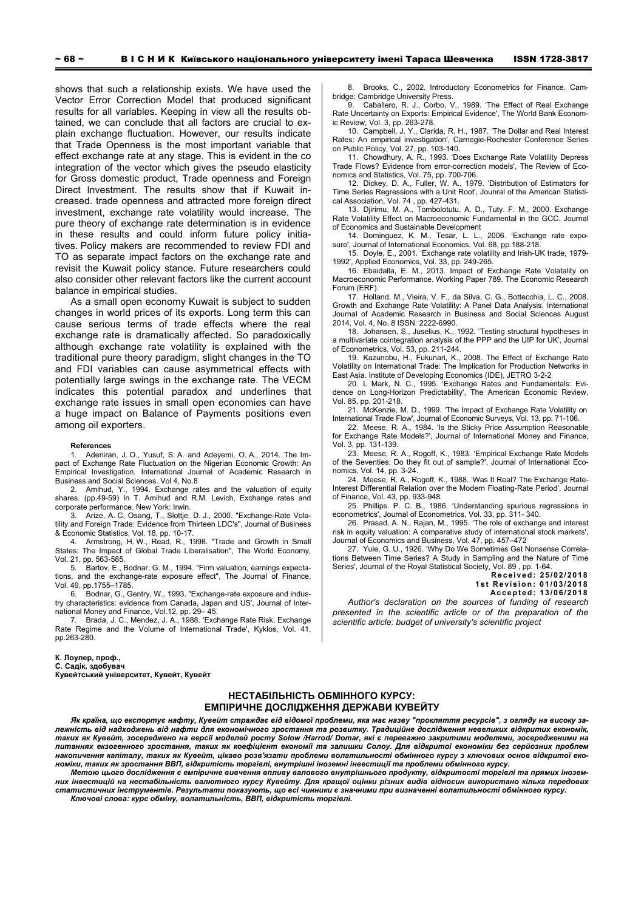shows that such a relationship exists. We have used the Vector Error Correction Model that produced significant results for all variables. Keeping in view all the results obtained, we can conclude that all factors are crucial to explain exchange fluctuation. However, our results indicate that Trade Openness is the most important variable that effect exchange rate at any stage. This is evident in the co integration of the vector which gives the pseudo elasticity for Gross domestic product, Trade openness and Foreign Direct Investment. The results show that if Kuwait increased. trade openness and attracted more foreign direct investment, exchange rate volatility would increase. The pure theory of exchange rate determination is in evidence in these results and could inform future policy initiatives. Policy makers are recommended to review FDI and TO as separate impact factors on the exchange rate and revisit the Kuwait policy stance. Future researchers could also consider other relevant factors like the current account balance in empirical studies.

As a small open economy Kuwait is subject to sudden changes in world prices of its exports. Long term this can cause serious terms of trade effects where the real exchange rate is dramatically affected. So paradoxically although exchange rate volatility is explained with the traditional pure theory paradigm, slight changes in the TO and FDI variables can cause asymmetrical effects with potentially large swings in the exchange rate. The VECM indicates this potential paradox and underlines that exchange rate issues in small open economies can have a huge impact on Balance of Payments positions even among oil exporters.

**References**

1. Adeniran, J. O., Yusuf, S. A. and Adeyemi, O. A., 2014. The Impact of Exchange Rate Fluctuation on the Nigerian Economic Growth: An Empirical Investigation. International Journal of Academic Research in Business and Social Sciences. Vol 4, No.8
2. Amihud, Y., 1994. Exchange rates and the valuation of equity shares. (pp.49-59) In T. Amihud and R.M. Levich, Exchange rates and corporate performance. New York: Irwin.
3. Arize, A. C, Osang, T., Slottje, D. J., 2000. "Exchange-Rate Volatility and Foreign Trade: Evidence from Thirteen LDC's", Journal of Business & Economic Statistics, Vol. 18, pp. 10-17.
4. Armstrong, H. W., Read, R., 1998. "Trade and Growth in Small States: The Impact of Global Trade Liberalisation", The World Economy, Vol. 21, pp. 563-585.
5. Bartov, E., Bodnar, G. M., 1994. "Firm valuation, earnings expectations, and the exchange-rate exposure effect", The Journal of Finance, Vol. 49, pp.1755–1785.
6. Bodnar, G., Gentry, W., 1993. "Exchange-rate exposure and industry characteristics: evidence from Canada, Japan and US', Journal of International Money and Finance, Vol.12, pp. 29– 45.
7. Brada, J. C., Mendez, J. A., 1988. 'Exchange Rate Risk, Exchange Rate Regime and the Volume of International Trade', Kyklos, Vol. 41, pp.263-280.
8. Brooks, C., 2002. Introductory Econometrics for Finance. Cambridge: Cambridge University Press.
9. Caballero, R. J., Corbo, V., 1989. 'The Effect of Real Exchange Rate Uncertainty on Exports: Empirical Evidence', The World Bank Economic Review, Vol. 3, pp. 263-278.
10. Campbell, J. Y., Clarida, R. H., 1987. 'The Dollar and Real Interest Rates: An empirical investigation', Carnegie-Rochester Conference Series on Public Policy, Vol. 27, pp. 103-140.
11. Chowdhury, A. R., 1993. 'Does Exchange Rate Volatility Depress Trade Flows? Evidence from error-correction models', The Review of Economics and Statistics, Vol. 75, pp. 700-706.
12. Dickey, D. A., Fuller, W. A., 1979. 'Distribution of Estimators for Time Series Regressions with a Unit Root', Jounral of the American Statistical Association, Vol. 74 , pp. 427-431.
13. Djirimu, M. A., Tombolotutu, A. D., Tuty. F. M., 2000. Exchange Rate Volatility Effect on Macroeconomic Fundamental in the GCC. Journal of Economics and Sustainable Development
14. Dominguez, K. M., Tesar, L. L., 2006. 'Exchange rate exposure', Journal of International Economics, Vol. 68, pp.188-218.
15. Doyle, E., 2001. 'Exchange rate volatility and Irish-UK trade, 1979-1992', Applied Economics, Vol. 33, pp. 249-265.
16. Ebaidalla, E. M., 2013. Impact of Exchange Rate Volatality on Macroeconomic Performance. Working Paper 789. The Economic Research Forum (ERF).
17. Holland, M., Vieira, V. F., da Silva, C. G., Bottecchia, L. C., 2008. Growth and Exchange Rate Volatility: A Panel Data Analysis. International Journal of Academic Research in Business and Social Sciences August 2014, Vol. 4, No. 8 ISSN: 2222-6990.
18. Johansen, S., Juselius, K., 1992. 'Testing structural hypotheses in a multivariate cointegration analysis of the PPP and the UIP for UK', Journal of Econometrics, Vol. 53, pp. 211-244.
19. Kazunobu, H., Fukunari, K., 2008. The Effect of Exchange Rate Volatility on International Trade: The Implication for Production Networks in East Asia. Institute of Developing Economics (IDE), JETRO 3-2-2
20. L Mark, N. C., 1995. 'Exchange Rates and Fundamentals: Evidence on Long-Horizon Predictability', The American Economic Review, Vol. 85, pp. 201-218.
21. McKenzie, M. D., 1999. 'The Impact of Exchange Rate Volatility on International Trade Flow', Journal of Economic Surveys, Vol. 13, pp. 71-106.
22. Meese, R. A., 1984. 'Is the Sticky Price Assumption Reasonable for Exchange Rate Models?', Journal of International Money and Finance, Vol. 3, pp. 131-139.
23. Meese, R. A., Rogoff, K., 1983. 'Empirical Exchange Rate Models of the Seventies: Do they fit out of sample?', Journal of International Economics, Vol. 14, pp. 3-24.
24. Meese, R. A., Rogoff, K., 1988. 'Was It Real? The Exchange Rate-Interest Differential Relation over the Modern Floating-Rate Period', Journal of Finance, Vol. 43, pp. 933-948.
25. Phillips. P. C. B., 1986. 'Understanding spurious regressions in econometrics', Journal of Econometrics, Vol. 33, pp. 311- 340.
26. Prasad, A. N., Rajan, M., 1995. 'The role of exchange and interest risk in equity valuation: A comparative study of international stock markets', Journal of Economics and Business, Vol. 47, pp. 457–472
27. Yule, G. U., 1926. 'Why Do We Sometimes Get Nonsense Correlations Between Time Series? A Study in Sampling and the Nature of Time Series', Journal of the Royal Statistical Society, Vol. 89 , pp. 1-64.

**Received: 25/02/2018**
**1st Revision: 01/03/2018**
**Accepted: 13/06/2018**

*Author's declaration on the sources of funding of research presented in the scientific article or of the preparation of the scientific article: budget of university's scientific project*

**К. Лоулер, проф.,**
**С. Садік, здобувач**
**Кувейтський університет, Кувейт, Кувейт**

## НЕСТАБІЛЬНІСТЬ ОБМІННОГО КУРСУ: ЕМПІРИЧНЕ ДОСЛІДЖЕННЯ ДЕРЖАВИ КУВЕЙТУ

***Як країна, що експортує нафту, Кувейт страждає від відомої проблеми, яка має назву "прокляття ресурсів", з огляду на високу залежність від надходжень від нафти для економічного зростання та розвитку. Традиційне дослідження невеликих відкритих економік, таких як Кувейт, зосереджено на версії моделей росту Solow /Harrod/ Domar, які є переважно закритими моделями, зосередженими на питаннях екзогенного зростання, таких як коефіцієнт економії та залишки Солоу. Для відкритої економіки без серйозних проблем накопичення капіталу, таких як Кувейт, цікаво розв'язати проблеми волатильності обмінного курсу з ключових основ відкритої економіки, таких як зростання ВВП, відкритість торгівлі, внутрішні іноземні інвестиції та проблеми обмінного курсу.***

***Метою цього дослідження є емпіричне вивчення впливу валового внутрішнього продукту, відкритості торгівлі та прямих іноземних інвестицій на нестабільність валютного курсу Кувейту. Для кращої оцінки різних видів відносин використано кілька передових статистичних інструментів. Результати показують, що всі чинники є значними при визначенні волатильності обмінного курсу.***

***Ключові слова: курс обміну, волатильність, ВВП, відкритість торгівлі.***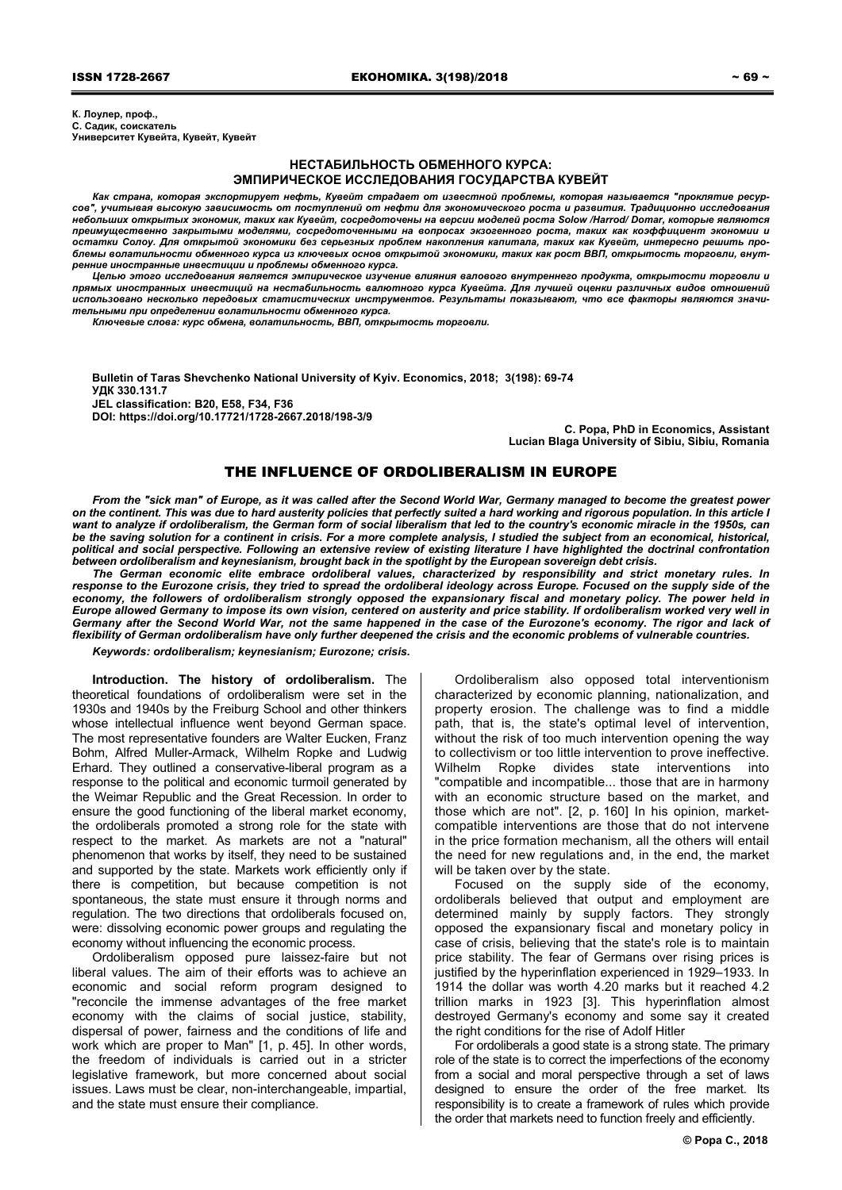К. Лоулер, проф.,
С. Садик, соискатель
Университет Кувейта, Кувейт, Кувейт

### НЕСТАБИЛЬНОСТЬ ОБМЕННОГО КУРСА: ЭМПИРИЧЕСКОЕ ИССЛЕДОВАНИЯ ГОСУДАРСТВА КУВЕЙТ

***Как страна, которая экспортирует нефть, Кувейт страдает от известной проблемы, которая называется "проклятие ресурсов", учитывая высокую зависимость от поступлений от нефти для экономического роста и развития. Традиционно исследования небольших открытых экономик, таких как Кувейт, сосредоточены на версии моделей роста Solow /Harrod/ Domar, которые являются преимущественно закрытыми моделями, сосредоточенными на вопросах экзогенного роста, таких как коэффициент экономии и остатки Солоу. Для открытой экономики без серьезных проблем накопления капитала, таких как Кувейт, интересно решить проблемы волатильности обменного курса из ключевых основ открытой экономики, таких как рост ВВП, открытость торговли, внутренние иностранные инвестиции и проблемы обменного курса.***

***Целью этого исследования является эмпирическое изучение влияния валового внутреннего продукта, открытости торговли и прямых иностранных инвестиций на нестабильность валютного курса Кувейта. Для лучшей оценки различных видов отношений использовано несколько передовых статистических инструментов. Результаты показывают, что все факторы являются значительными при определении волатильности обменного курса.***

***Ключевые слова: курс обмена, волатильность, ВВП, открытость торговли.***

**Bulletin of Taras Shevchenko National University of Kyiv. Economics, 2018; 3(198): 69-74**
**УДК 330.131.7**
**JEL classification: B20, E58, F34, F36**
**DOI: https://doi.org/10.17721/1728-2667.2018/198-3/9**

**C. Popa, PhD in Economics, Assistant**
**Lucian Blaga University of Sibiu, Sibiu, Romania**

## THE INFLUENCE OF ORDOLIBERALISM IN EUROPE

***From the "sick man" of Europe, as it was called after the Second World War, Germany managed to become the greatest power on the continent. This was due to hard austerity policies that perfectly suited a hard working and rigorous population. In this article I want to analyze if ordoliberalism, the German form of social liberalism that led to the country's economic miracle in the 1950s, can be the saving solution for a continent in crisis. For a more complete analysis, I studied the subject from an economical, historical, political and social perspective. Following an extensive review of existing literature I have highlighted the doctrinal confrontation between ordoliberalism and keynesianism, brought back in the spotlight by the European sovereign debt crisis.***

***The German economic elite embrace ordoliberal values, characterized by responsibility and strict monetary rules. In response to the Eurozone crisis, they tried to spread the ordoliberal ideology across Europe. Focused on the supply side of the economy, the followers of ordoliberalism strongly opposed the expansionary fiscal and monetary policy. The power held in Europe allowed Germany to impose its own vision, centered on austerity and price stability. If ordoliberalism worked very well in Germany after the Second World War, not the same happened in the case of the Eurozone's economy. The rigor and lack of flexibility of German ordoliberalism have only further deepened the crisis and the economic problems of vulnerable countries.***

***Keywords: ordoliberalism; keynesianism; Eurozone; crisis.***

**Introduction. The history of ordoliberalism.** The theoretical foundations of ordoliberalism were set in the 1930s and 1940s by the Freiburg School and other thinkers whose intellectual influence went beyond German space. The most representative founders are Walter Eucken, Franz Bohm, Alfred Muller-Armack, Wilhelm Ropke and Ludwig Erhard. They outlined a conservative-liberal program as a response to the political and economic turmoil generated by the Weimar Republic and the Great Recession. In order to ensure the good functioning of the liberal market economy, the ordoliberals promoted a strong role for the state with respect to the market. As markets are not a "natural" phenomenon that works by itself, they need to be sustained and supported by the state. Markets work efficiently only if there is competition, but because competition is not spontaneous, the state must ensure it through norms and regulation. The two directions that ordoliberals focused on, were: dissolving economic power groups and regulating the economy without influencing the economic process.

Ordoliberalism opposed pure laissez-faire but not liberal values. The aim of their efforts was to achieve an economic and social reform program designed to "reconcile the immense advantages of the free market economy with the claims of social justice, stability, dispersal of power, fairness and the conditions of life and work which are proper to Man" [1, p. 45]. In other words, the freedom of individuals is carried out in a stricter legislative framework, but more concerned about social issues. Laws must be clear, non-interchangeable, impartial, and the state must ensure their compliance.

Ordoliberalism also opposed total interventionism characterized by economic planning, nationalization, and property erosion. The challenge was to find a middle path, that is, the state's optimal level of intervention, without the risk of too much intervention opening the way to collectivism or too little intervention to prove ineffective. Wilhelm Ropke divides state interventions into "compatible and incompatible... those that are in harmony with an economic structure based on the market, and those which are not". [2, p. 160] In his opinion, market-compatible interventions are those that do not intervene in the price formation mechanism, all the others will entail the need for new regulations and, in the end, the market will be taken over by the state.

Focused on the supply side of the economy, ordoliberals believed that output and employment are determined mainly by supply factors. They strongly opposed the expansionary fiscal and monetary policy in case of crisis, believing that the state's role is to maintain price stability. The fear of Germans over rising prices is justified by the hyperinflation experienced in 1929–1933. In 1914 the dollar was worth 4.20 marks but it reached 4.2 trillion marks in 1923 [3]. This hyperinflation almost destroyed Germany's economy and some say it created the right conditions for the rise of Adolf Hitler

For ordoliberals a good state is a strong state. The primary role of the state is to correct the imperfections of the economy from a social and moral perspective through a set of laws designed to ensure the order of the free market. Its responsibility is to create a framework of rules which provide the order that markets need to function freely and efficiently.

© Popa C., 2018